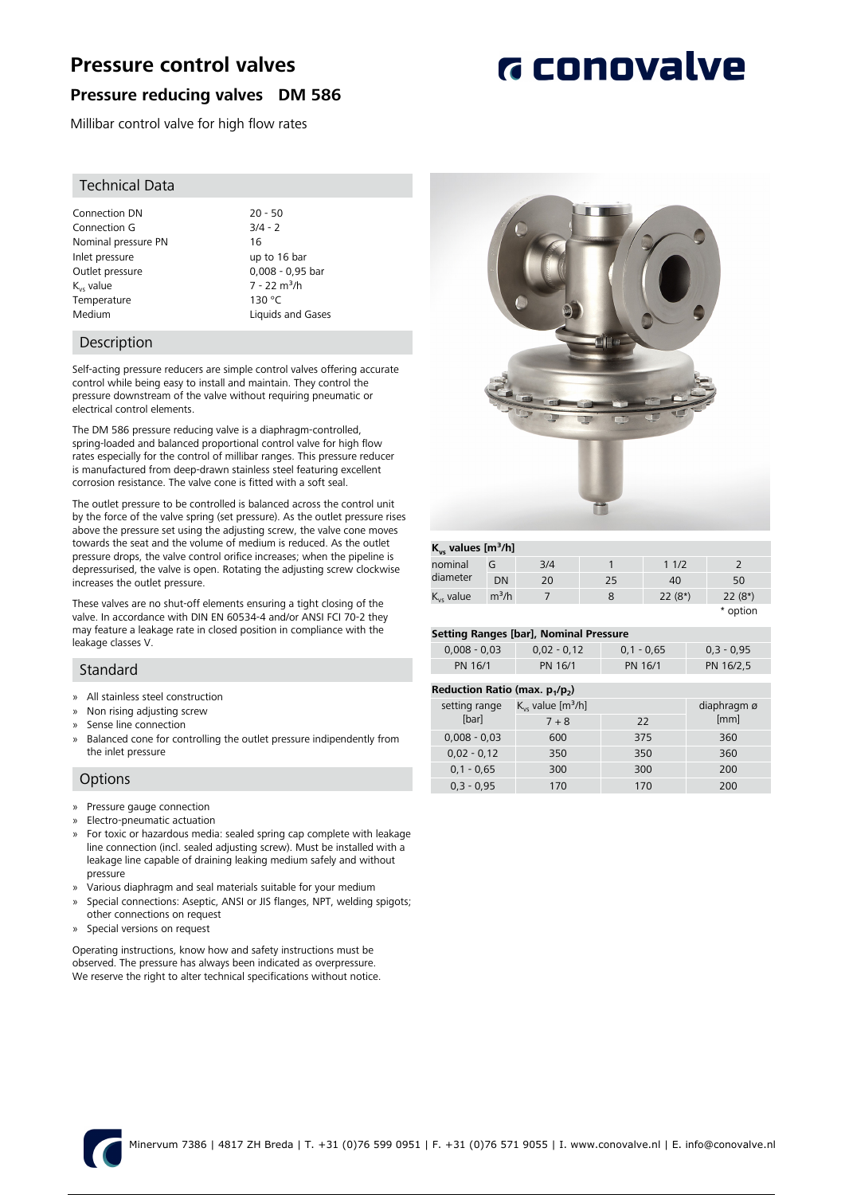# Pressure control valves

## Pressure reducing valves DM 586

Millibar control valve for high flow rates

### Technical Data

| | |
|---|---|
| Connection DN | 20 - 50 |
| Connection G | 3/4 - 2 |
| Nominal pressure PN | 16 |
| Inlet pressure | up to 16 bar |
| Outlet pressure | 0,008 - 0,95 bar |
| $K_{vs}$ value | 7 - 22 $m^3/h$ |
| Temperature | 130 °C |
| Medium | Liquids and Gases |

### Description

Self-acting pressure reducers are simple control valves offering accurate control while being easy to install and maintain. They control the pressure downstream of the valve without requiring pneumatic or electrical control elements.

The DM 586 pressure reducing valve is a diaphragm-controlled, spring-loaded and balanced proportional control valve for high flow rates especially for the control of millibar ranges. This pressure reducer is manufactured from deep-drawn stainless steel featuring excellent corrosion resistance. The valve cone is fitted with a soft seal.

The outlet pressure to be controlled is balanced across the control unit by the force of the valve spring (set pressure). As the outlet pressure rises above the pressure set using the adjusting screw, the valve cone moves towards the seat and the volume of medium is reduced. As the outlet pressure drops, the valve control orifice increases; when the pipeline is depressurised, the valve is open. Rotating the adjusting screw clockwise increases the outlet pressure.

These valves are no shut-off elements ensuring a tight closing of the valve. In accordance with DIN EN 60534-4 and/or ANSI FCI 70-2 they may feature a leakage rate in closed position in compliance with the leakage classes V.

### Standard

- All stainless steel construction
- Non rising adjusting screw
- Sense line connection
- Balanced cone for controlling the outlet pressure indipendently from the inlet pressure

### Options

- Pressure gauge connection
- Electro-pneumatic actuation
- For toxic or hazardous media: sealed spring cap complete with leakage line connection (incl. sealed adjusting screw). Must be installed with a leakage line capable of draining leaking medium safely and without pressure
- Various diaphragm and seal materials suitable for your medium
- Special connections: Aseptic, ANSI or JIS flanges, NPT, welding spigots; other connections on request
- Special versions on request

Operating instructions, know how and safety instructions must be observed. The pressure has always been indicated as overpressure.
We reserve the right to alter technical specifications without notice.

**$K_{vs}$ values [$m^3/h$]**

| nominal diameter | | | | | |
|---|---|---|---|---|---|
| | G | 3/4 | 1 | 1 1/2 | 2 |
| | DN | 20 | 25 | 40 | 50 |
| $K_{vs}$ value | $m^3/h$ | 7 | 8 | 22 (8*) | 22 (8*) |

\* option

**Setting Ranges [bar], Nominal Pressure**

| 0,008 - 0,03 | 0,02 - 0,12 | 0,1 - 0,65 | 0,3 - 0,95 |
|---|---|---|---|
| PN 16/1 | PN 16/1 | PN 16/1 | PN 16/2,5 |

**Reduction Ratio (max. $p_1/p_2$)**

| setting range [bar] | $K_{vs}$ value [$m^3/h$] | | diaphragm ø [mm] |
|---|---|---|---|
| | 7 + 8 | 22 | |
| 0,008 - 0,03 | 600 | 375 | 360 |
| 0,02 - 0,12 | 350 | 350 | 360 |
| 0,1 - 0,65 | 300 | 300 | 200 |
| 0,3 - 0,95 | 170 | 170 | 200 |

Minervum 7386 | 4817 ZH Breda | T. +31 (0)76 599 0951 | F. +31 (0)76 571 9055 | I. www.conovalve.nl | E. info@conovalve.nl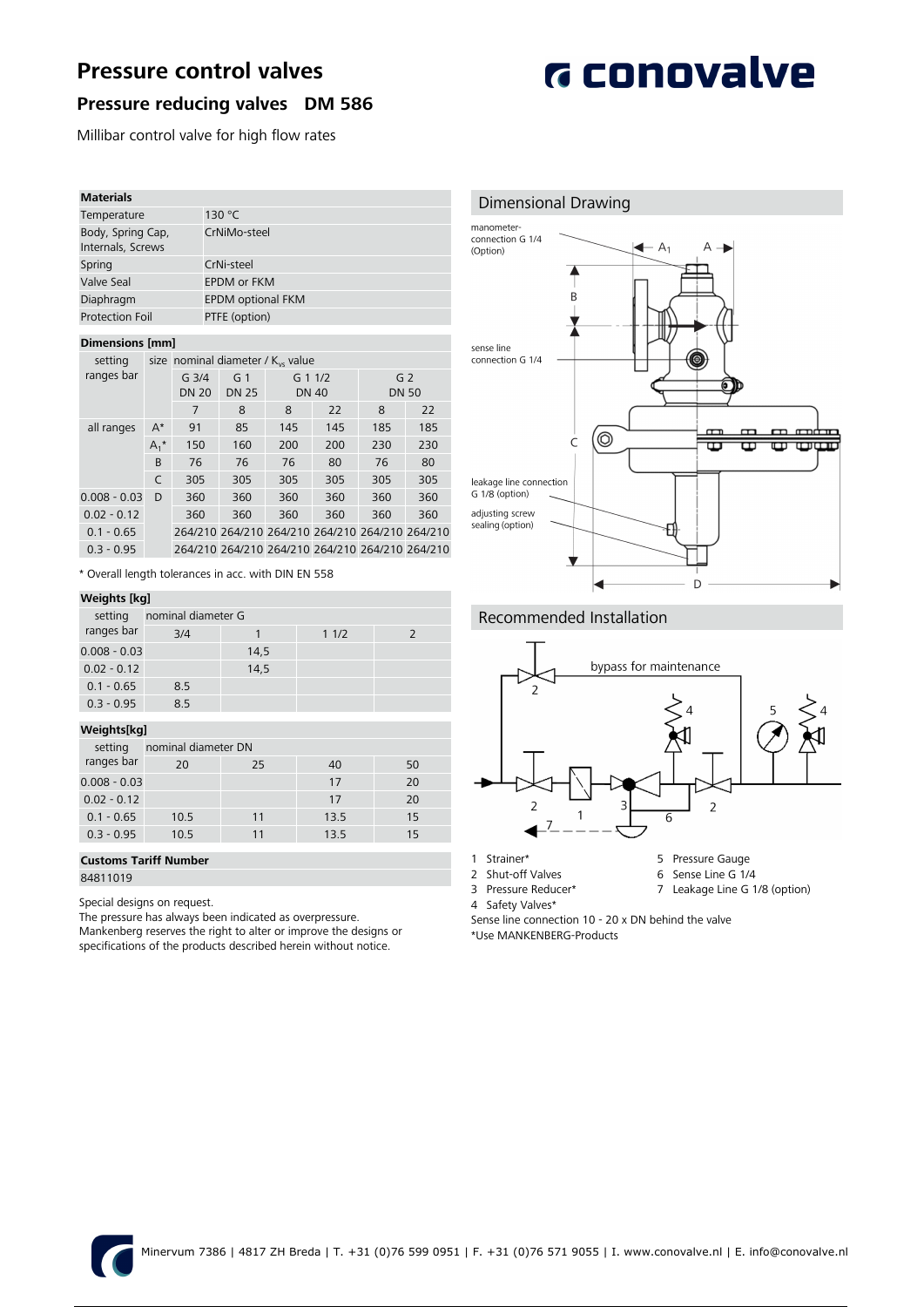# Pressure control valves

## Pressure reducing valves   DM 586

Millibar control valve for high flow rates

| Materials | |
|---|---|
| Temperature | 130 °C |
| Body, Spring Cap, Internals, Screws | CrNiMo-steel |
| Spring | CrNi-steel |
| Valve Seal | EPDM or FKM |
| Diaphragm | EPDM optional FKM |
| Protection Foil | PTFE (option) |

**Dimensions [mm]**

| setting ranges bar | size | nominal diameter / $K_{vs}$ value | | | | | |
|---|---|---|---|---|---|---|---|
| | | G 3/4 DN 20 | G 1 DN 25 | G 1 1/2 DN 40 | | G 2 DN 50 | |
| | | 7 | 8 | 8 | 22 | 8 | 22 |
| all ranges | A* | 91 | 85 | 145 | 145 | 185 | 185 |
| | $A_1$* | 150 | 160 | 200 | 200 | 230 | 230 |
| | B | 76 | 76 | 76 | 80 | 76 | 80 |
| | C | 305 | 305 | 305 | 305 | 305 | 305 |
| 0.008 - 0.03 | D | 360 | 360 | 360 | 360 | 360 | 360 |
| 0.02 - 0.12 | | 360 | 360 | 360 | 360 | 360 | 360 |
| 0.1 - 0.65 | | 264/210 | 264/210 | 264/210 | 264/210 | 264/210 | 264/210 |
| 0.3 - 0.95 | | 264/210 | 264/210 | 264/210 | 264/210 | 264/210 | 264/210 |

\* Overall length tolerances in acc. with DIN EN 558

**Weights [kg]**

| setting ranges bar | nominal diameter G | | | |
|---|---|---|---|---|
| | 3/4 | 1 | 1 1/2 | 2 |
| 0.008 - 0.03 | | 14,5 | | |
| 0.02 - 0.12 | | 14,5 | | |
| 0.1 - 0.65 | 8.5 | | | |
| 0.3 - 0.95 | 8.5 | | | |

**Weights[kg]**

| setting ranges bar | nominal diameter DN | | | |
|---|---|---|---|---|
| | 20 | 25 | 40 | 50 |
| 0.008 - 0.03 | | | 17 | 20 |
| 0.02 - 0.12 | | | 17 | 20 |
| 0.1 - 0.65 | 10.5 | 11 | 13.5 | 15 |
| 0.3 - 0.95 | 10.5 | 11 | 13.5 | 15 |

**Customs Tariff Number**

84811019

Special designs on request.
The pressure has always been indicated as overpressure.
Mankenberg reserves the right to alter or improve the designs or specifications of the products described herein without notice.

## Dimensional Drawing

manometer-connection G 1/4 (Option)
sense line connection G 1/4
leakage line connection G 1/8 (option)
adjusting screw sealing (option)
$A_1$ A B C D

## Recommended Installation

bypass for maintenance

1 Strainer*
2 Shut-off Valves
3 Pressure Reducer*
4 Safety Valves*
5 Pressure Gauge
6 Sense Line G 1/4
7 Leakage Line G 1/8 (option)

Sense line connection 10 - 20 x DN behind the valve
*Use MANKENBERG-Products

Minervum 7386 | 4817 ZH Breda | T. +31 (0)76 599 0951 | F. +31 (0)76 571 9055 | I. www.conovalve.nl | E. info@conovalve.nl